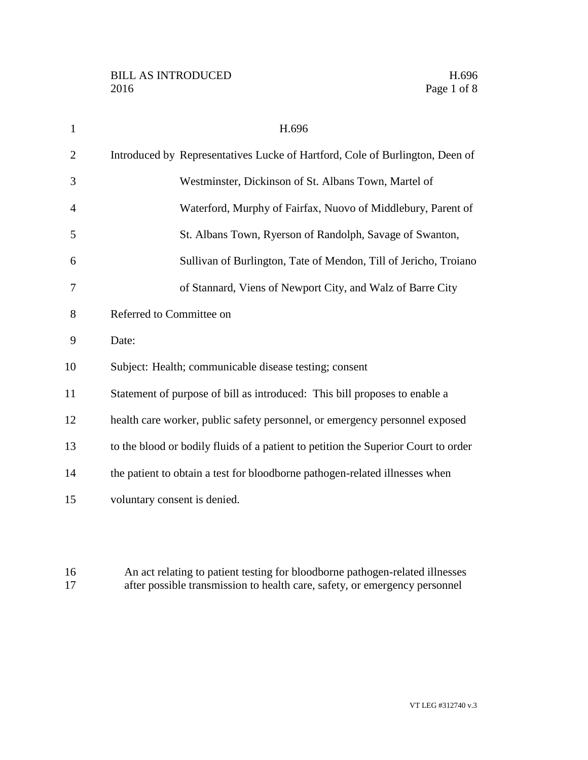BILL AS INTRODUCED H.696
2016

# H.696

Introduced by Representatives Lucke of Hartford, Cole of Burlington, Deen of Westminster, Dickinson of St. Albans Town, Martel of Waterford, Murphy of Fairfax, Nuovo of Middlebury, Parent of St. Albans Town, Ryerson of Randolph, Savage of Swanton, Sullivan of Burlington, Tate of Mendon, Till of Jericho, Troiano of Stannard, Viens of Newport City, and Walz of Barre City

Referred to Committee on

Date:

Subject: Health; communicable disease testing; consent

Statement of purpose of bill as introduced: This bill proposes to enable a health care worker, public safety personnel, or emergency personnel exposed to the blood or bodily fluids of a patient to petition the Superior Court to order the patient to obtain a test for bloodborne pathogen-related illnesses when voluntary consent is denied.

An act relating to patient testing for bloodborne pathogen-related illnesses after possible transmission to health care, safety, or emergency personnel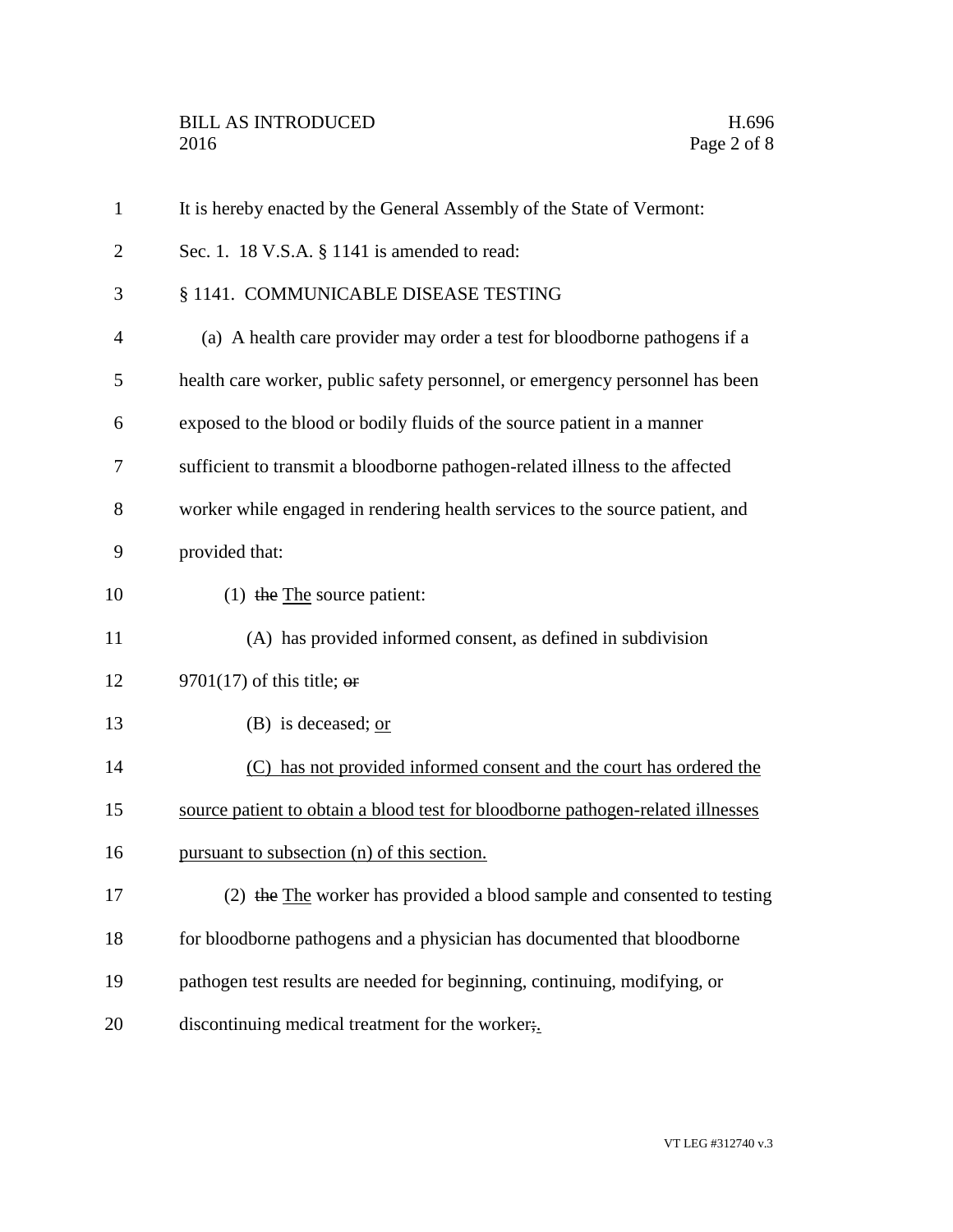It is hereby enacted by the General Assembly of the State of Vermont:

Sec. 1. 18 V.S.A. § 1141 is amended to read:

§ 1141. COMMUNICABLE DISEASE TESTING

(a) A health care provider may order a test for bloodborne pathogens if a health care worker, public safety personnel, or emergency personnel has been exposed to the blood or bodily fluids of the source patient in a manner sufficient to transmit a bloodborne pathogen-related illness to the affected worker while engaged in rendering health services to the source patient, and provided that:

(1) ~~the~~ <u>The</u> source patient:

(A) has provided informed consent, as defined in subdivision 9701(17) of this title; ~~or~~

(B) is deceased; <u>or</u>

<u>(C) has not provided informed consent and the court has ordered the source patient to obtain a blood test for bloodborne pathogen-related illnesses pursuant to subsection (n) of this section.</u>

(2) ~~the~~ <u>The</u> worker has provided a blood sample and consented to testing for bloodborne pathogens and a physician has documented that bloodborne pathogen test results are needed for beginning, continuing, modifying, or discontinuing medical treatment for the worker~~;~~<u>.</u>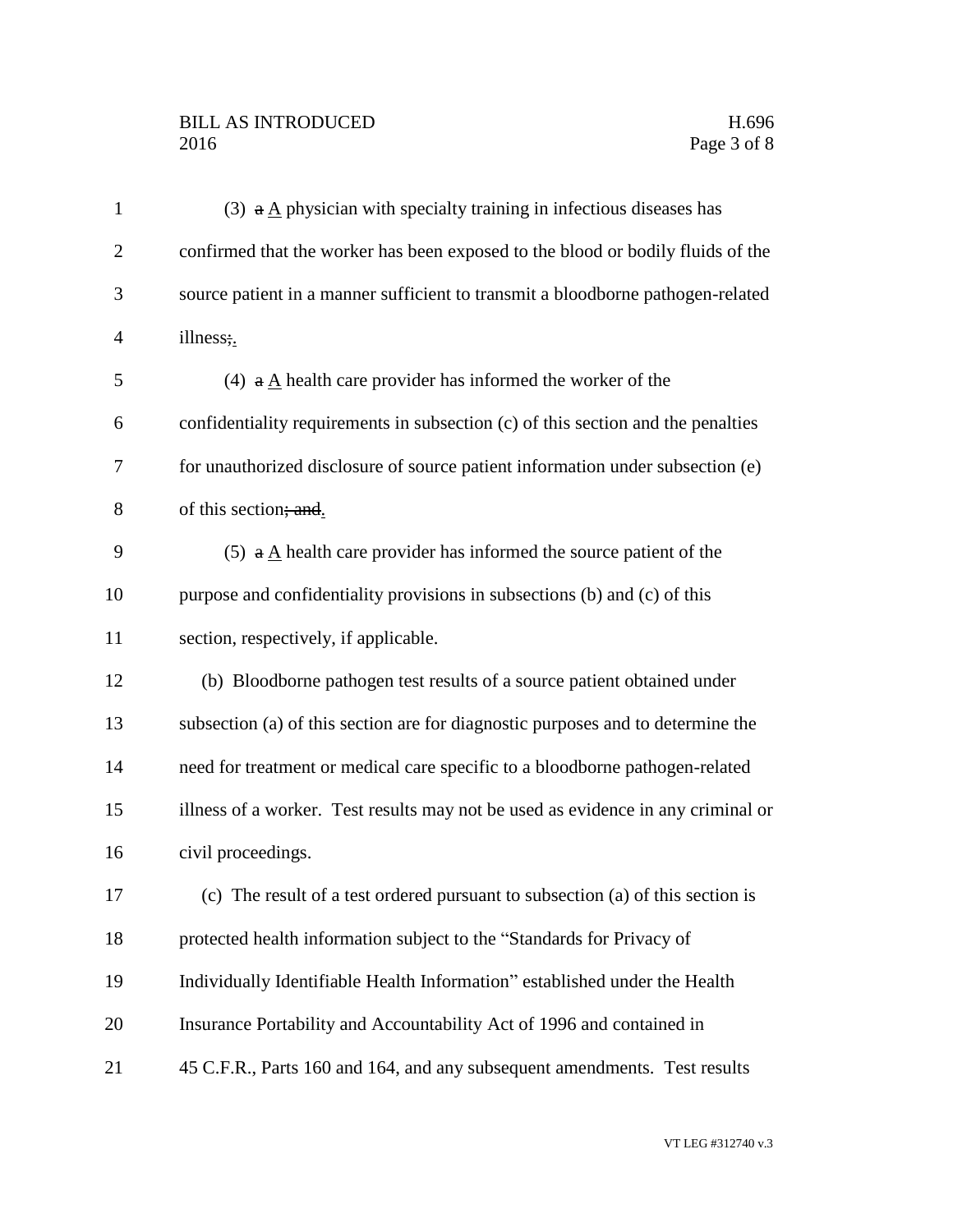(3) ~~a~~ A physician with specialty training in infectious diseases has confirmed that the worker has been exposed to the blood or bodily fluids of the source patient in a manner sufficient to transmit a bloodborne pathogen-related illness~~;~~.

(4) ~~a~~ A health care provider has informed the worker of the confidentiality requirements in subsection (c) of this section and the penalties for unauthorized disclosure of source patient information under subsection (e) of this section~~; and~~.

(5) ~~a~~ A health care provider has informed the source patient of the purpose and confidentiality provisions in subsections (b) and (c) of this section, respectively, if applicable.

(b) Bloodborne pathogen test results of a source patient obtained under subsection (a) of this section are for diagnostic purposes and to determine the need for treatment or medical care specific to a bloodborne pathogen-related illness of a worker. Test results may not be used as evidence in any criminal or civil proceedings.

(c) The result of a test ordered pursuant to subsection (a) of this section is protected health information subject to the "Standards for Privacy of Individually Identifiable Health Information" established under the Health Insurance Portability and Accountability Act of 1996 and contained in 45 C.F.R., Parts 160 and 164, and any subsequent amendments. Test results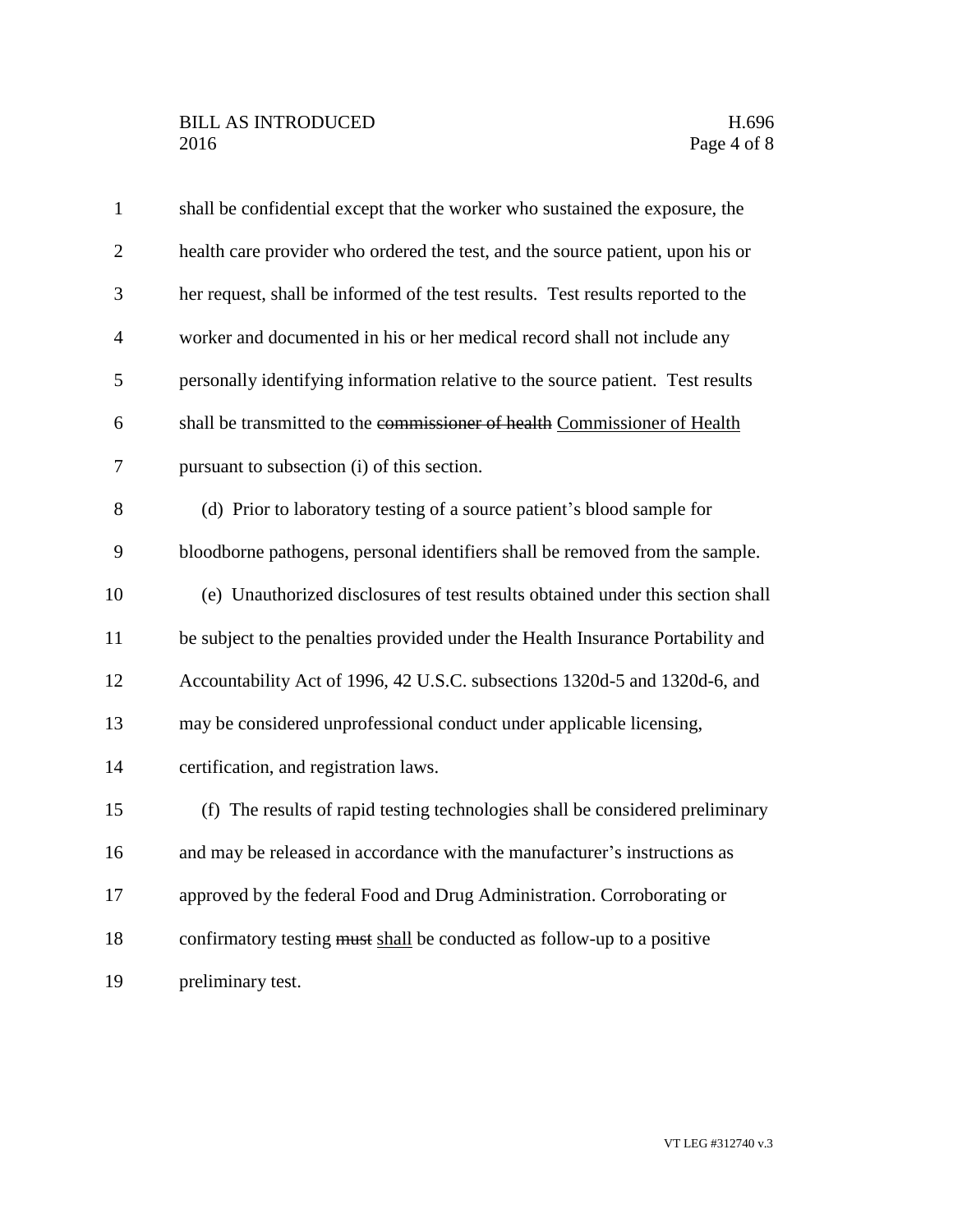shall be confidential except that the worker who sustained the exposure, the health care provider who ordered the test, and the source patient, upon his or her request, shall be informed of the test results. Test results reported to the worker and documented in his or her medical record shall not include any personally identifying information relative to the source patient. Test results shall be transmitted to the ~~commissioner of health~~ Commissioner of Health pursuant to subsection (i) of this section.

(d) Prior to laboratory testing of a source patient's blood sample for bloodborne pathogens, personal identifiers shall be removed from the sample.

(e) Unauthorized disclosures of test results obtained under this section shall be subject to the penalties provided under the Health Insurance Portability and Accountability Act of 1996, 42 U.S.C. subsections 1320d-5 and 1320d-6, and may be considered unprofessional conduct under applicable licensing, certification, and registration laws.

(f) The results of rapid testing technologies shall be considered preliminary and may be released in accordance with the manufacturer's instructions as approved by the federal Food and Drug Administration. Corroborating or confirmatory testing ~~must~~ shall be conducted as follow-up to a positive preliminary test.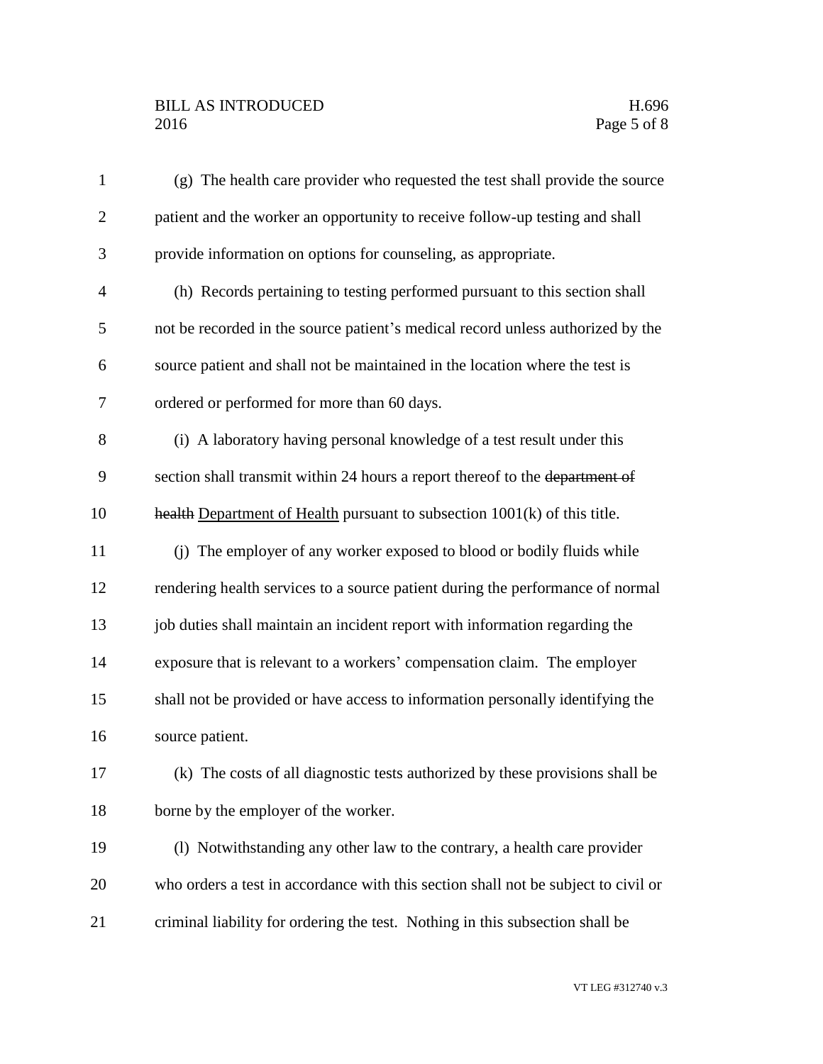(g) The health care provider who requested the test shall provide the source patient and the worker an opportunity to receive follow-up testing and shall provide information on options for counseling, as appropriate.

(h) Records pertaining to testing performed pursuant to this section shall not be recorded in the source patient's medical record unless authorized by the source patient and shall not be maintained in the location where the test is ordered or performed for more than 60 days.

(i) A laboratory having personal knowledge of a test result under this section shall transmit within 24 hours a report thereof to the ~~department of health~~ Department of Health pursuant to subsection 1001(k) of this title.

(j) The employer of any worker exposed to blood or bodily fluids while rendering health services to a source patient during the performance of normal job duties shall maintain an incident report with information regarding the exposure that is relevant to a workers' compensation claim. The employer shall not be provided or have access to information personally identifying the source patient.

(k) The costs of all diagnostic tests authorized by these provisions shall be borne by the employer of the worker.

(l) Notwithstanding any other law to the contrary, a health care provider who orders a test in accordance with this section shall not be subject to civil or criminal liability for ordering the test. Nothing in this subsection shall be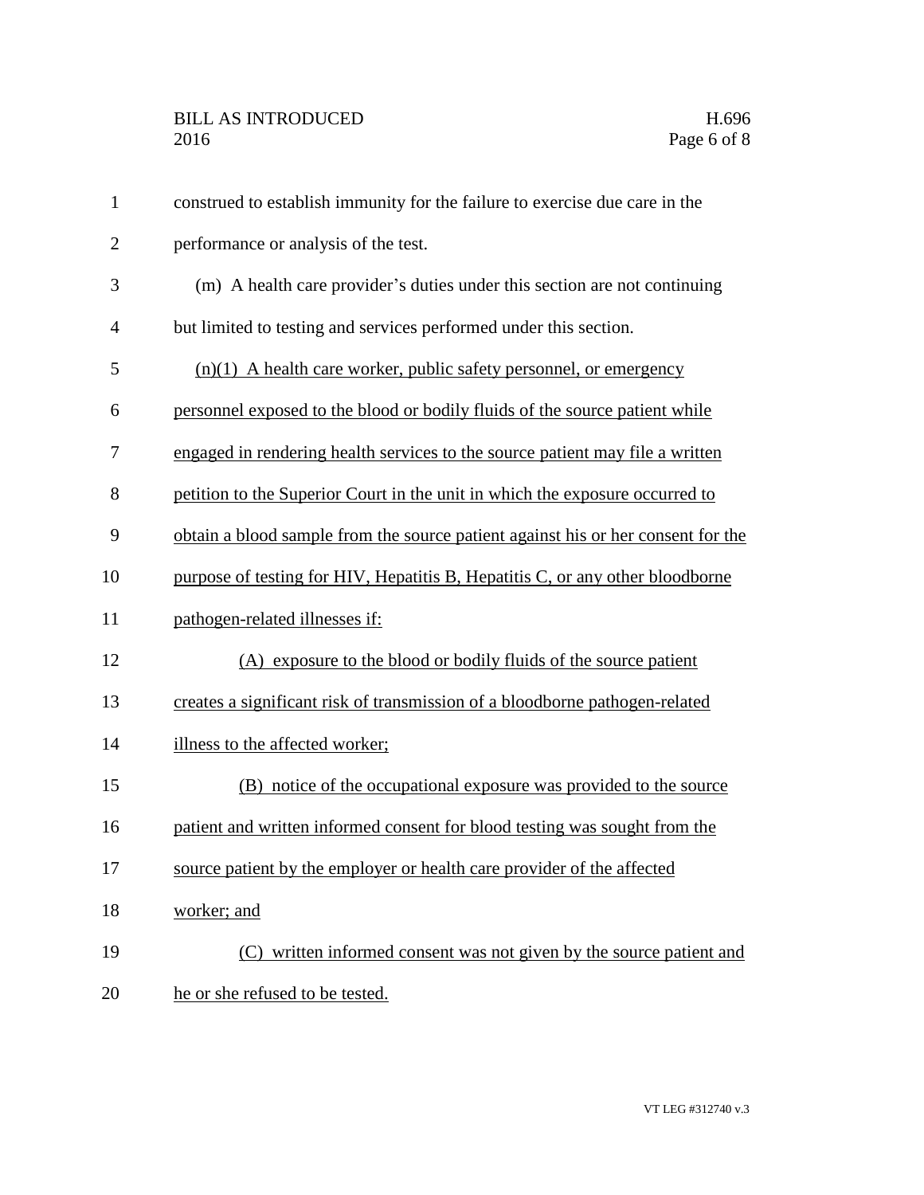construed to establish immunity for the failure to exercise due care in the performance or analysis of the test.

(m) A health care provider's duties under this section are not continuing but limited to testing and services performed under this section.

<u>(n)(1) A health care worker, public safety personnel, or emergency personnel exposed to the blood or bodily fluids of the source patient while engaged in rendering health services to the source patient may file a written petition to the Superior Court in the unit in which the exposure occurred to obtain a blood sample from the source patient against his or her consent for the purpose of testing for HIV, Hepatitis B, Hepatitis C, or any other bloodborne pathogen-related illnesses if:</u>

<u>(A) exposure to the blood or bodily fluids of the source patient creates a significant risk of transmission of a bloodborne pathogen-related illness to the affected worker;</u>

<u>(B) notice of the occupational exposure was provided to the source patient and written informed consent for blood testing was sought from the source patient by the employer or health care provider of the affected worker; and</u>

<u>(C) written informed consent was not given by the source patient and he or she refused to be tested.</u>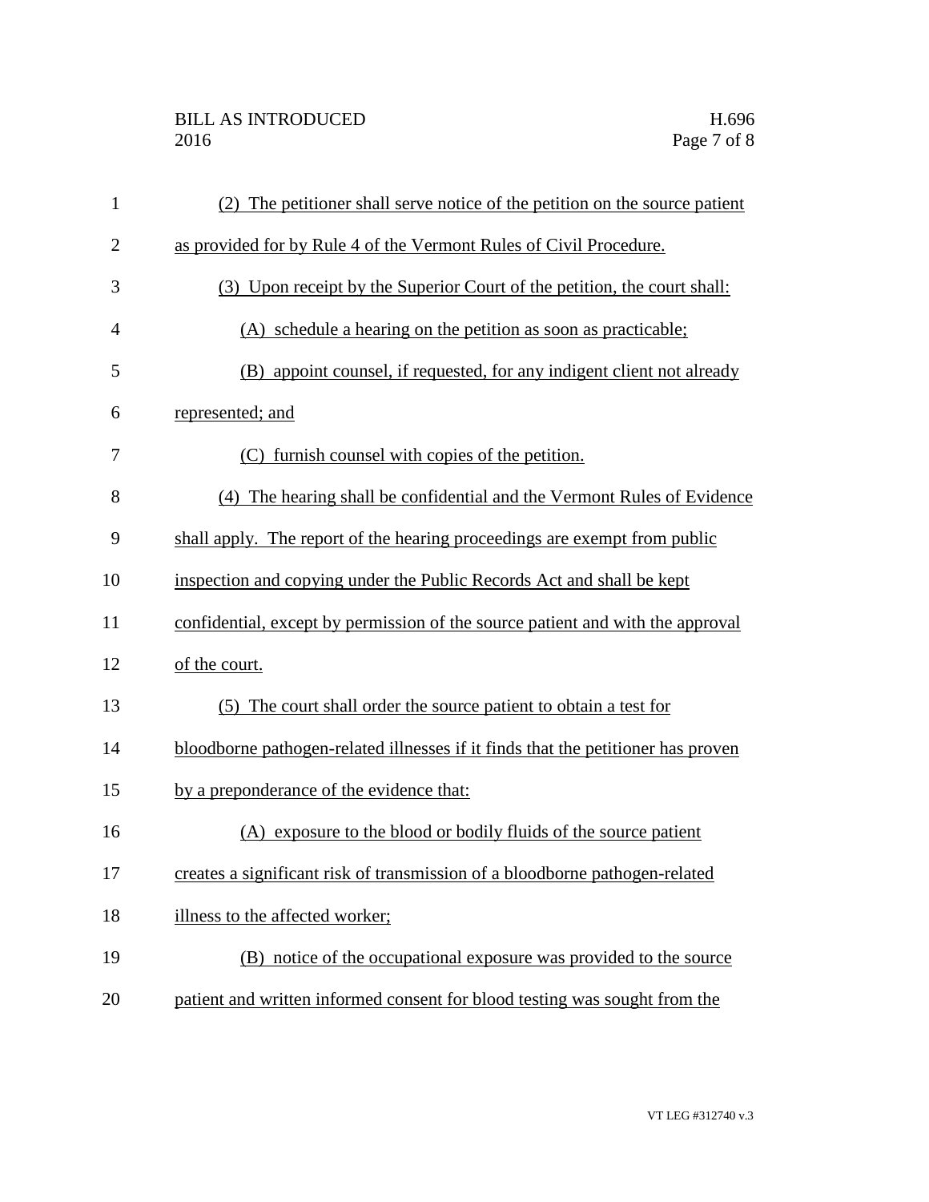(2) The petitioner shall serve notice of the petition on the source patient as provided for by Rule 4 of the Vermont Rules of Civil Procedure.

(3) Upon receipt by the Superior Court of the petition, the court shall:

(A) schedule a hearing on the petition as soon as practicable;

(B) appoint counsel, if requested, for any indigent client not already represented; and

(C) furnish counsel with copies of the petition.

(4) The hearing shall be confidential and the Vermont Rules of Evidence shall apply. The report of the hearing proceedings are exempt from public inspection and copying under the Public Records Act and shall be kept confidential, except by permission of the source patient and with the approval of the court.

(5) The court shall order the source patient to obtain a test for bloodborne pathogen-related illnesses if it finds that the petitioner has proven by a preponderance of the evidence that:

(A) exposure to the blood or bodily fluids of the source patient creates a significant risk of transmission of a bloodborne pathogen-related illness to the affected worker;

(B) notice of the occupational exposure was provided to the source patient and written informed consent for blood testing was sought from the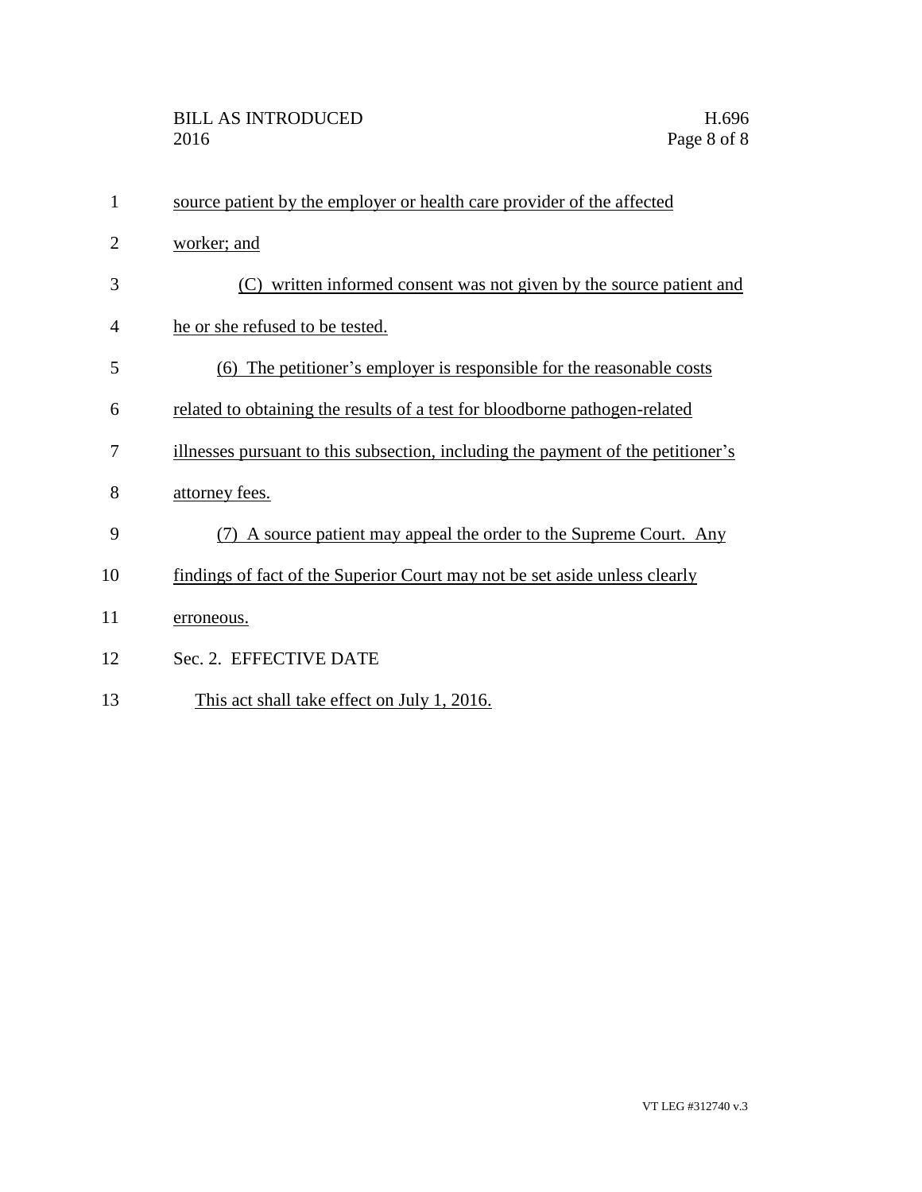source patient by the employer or health care provider of the affected worker; and

(C) written informed consent was not given by the source patient and he or she refused to be tested.

(6) The petitioner's employer is responsible for the reasonable costs related to obtaining the results of a test for bloodborne pathogen-related illnesses pursuant to this subsection, including the payment of the petitioner's attorney fees.

(7) A source patient may appeal the order to the Supreme Court. Any findings of fact of the Superior Court may not be set aside unless clearly erroneous.

Sec. 2. EFFECTIVE DATE

This act shall take effect on July 1, 2016.